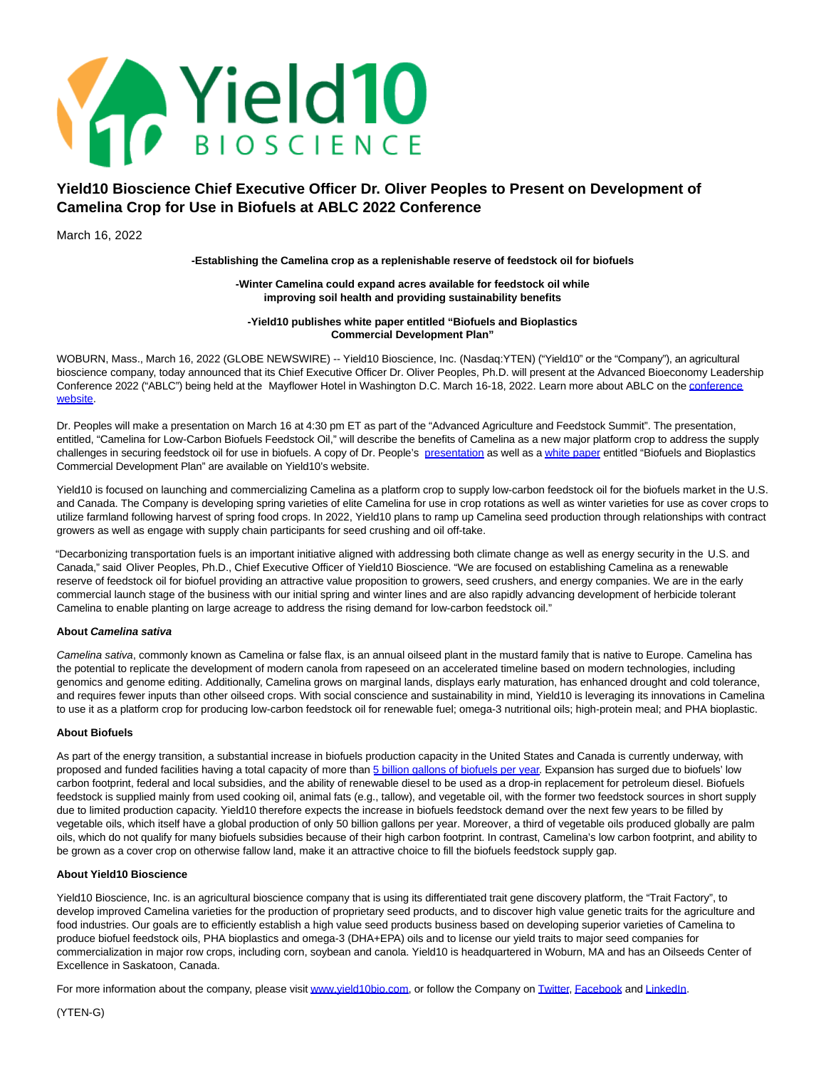# Yield10 Bioscience Chief Executive Officer Dr. Oliver Peoples to Present on Development of Camelina Crop for Use in Biofuels at ABLC 2022 Conference

March 16, 2022

**-Establishing the Camelina crop as a replenishable reserve of feedstock oil for biofuels**

**-Winter Camelina could expand acres available for feedstock oil while improving soil health and providing sustainability benefits**

**-Yield10 publishes white paper entitled "Biofuels and Bioplastics Commercial Development Plan"**

WOBURN, Mass., March 16, 2022 (GLOBE NEWSWIRE) -- Yield10 Bioscience, Inc. (Nasdaq:YTEN) ("Yield10" or the "Company"), an agricultural bioscience company, today announced that its Chief Executive Officer Dr. Oliver Peoples, Ph.D. will present at the Advanced Bioeconomy Leadership Conference 2022 ("ABLC") being held at the Mayflower Hotel in Washington D.C. March 16-18, 2022. Learn more about ABLC on the conference website.

Dr. Peoples will make a presentation on March 16 at 4:30 pm ET as part of the "Advanced Agriculture and Feedstock Summit". The presentation, entitled, "Camelina for Low-Carbon Biofuels Feedstock Oil," will describe the benefits of Camelina as a new major platform crop to address the supply challenges in securing feedstock oil for use in biofuels. A copy of Dr. People's presentation as well as a white paper entitled "Biofuels and Bioplastics Commercial Development Plan" are available on Yield10's website.

Yield10 is focused on launching and commercializing Camelina as a platform crop to supply low-carbon feedstock oil for the biofuels market in the U.S. and Canada. The Company is developing spring varieties of elite Camelina for use in crop rotations as well as winter varieties for use as cover crops to utilize farmland following harvest of spring food crops. In 2022, Yield10 plans to ramp up Camelina seed production through relationships with contract growers as well as engage with supply chain participants for seed crushing and oil off-take.

"Decarbonizing transportation fuels is an important initiative aligned with addressing both climate change as well as energy security in the U.S. and Canada," said Oliver Peoples, Ph.D., Chief Executive Officer of Yield10 Bioscience. "We are focused on establishing Camelina as a renewable reserve of feedstock oil for biofuel providing an attractive value proposition to growers, seed crushers, and energy companies. We are in the early commercial launch stage of the business with our initial spring and winter lines and are also rapidly advancing development of herbicide tolerant Camelina to enable planting on large acreage to address the rising demand for low-carbon feedstock oil."

**About *Camelina sativa***

*Camelina sativa*, commonly known as Camelina or false flax, is an annual oilseed plant in the mustard family that is native to Europe. Camelina has the potential to replicate the development of modern canola from rapeseed on an accelerated timeline based on modern technologies, including genomics and genome editing. Additionally, Camelina grows on marginal lands, displays early maturation, has enhanced drought and cold tolerance, and requires fewer inputs than other oilseed crops. With social conscience and sustainability in mind, Yield10 is leveraging its innovations in Camelina to use it as a platform crop for producing low-carbon feedstock oil for renewable fuel; omega-3 nutritional oils; high-protein meal; and PHA bioplastic.

**About Biofuels**

As part of the energy transition, a substantial increase in biofuels production capacity in the United States and Canada is currently underway, with proposed and funded facilities having a total capacity of more than 5 billion gallons of biofuels per year. Expansion has surged due to biofuels' low carbon footprint, federal and local subsidies, and the ability of renewable diesel to be used as a drop-in replacement for petroleum diesel. Biofuels feedstock is supplied mainly from used cooking oil, animal fats (e.g., tallow), and vegetable oil, with the former two feedstock sources in short supply due to limited production capacity. Yield10 therefore expects the increase in biofuels feedstock demand over the next few years to be filled by vegetable oils, which itself have a global production of only 50 billion gallons per year. Moreover, a third of vegetable oils produced globally are palm oils, which do not qualify for many biofuels subsidies because of their high carbon footprint. In contrast, Camelina's low carbon footprint, and ability to be grown as a cover crop on otherwise fallow land, make it an attractive choice to fill the biofuels feedstock supply gap.

**About Yield10 Bioscience**

Yield10 Bioscience, Inc. is an agricultural bioscience company that is using its differentiated trait gene discovery platform, the "Trait Factory", to develop improved Camelina varieties for the production of proprietary seed products, and to discover high value genetic traits for the agriculture and food industries. Our goals are to efficiently establish a high value seed products business based on developing superior varieties of Camelina to produce biofuel feedstock oils, PHA bioplastics and omega-3 (DHA+EPA) oils and to license our yield traits to major seed companies for commercialization in major row crops, including corn, soybean and canola. Yield10 is headquartered in Woburn, MA and has an Oilseeds Center of Excellence in Saskatoon, Canada.

For more information about the company, please visit www.yield10bio.com, or follow the Company on Twitter, Facebook and LinkedIn.

(YTEN-G)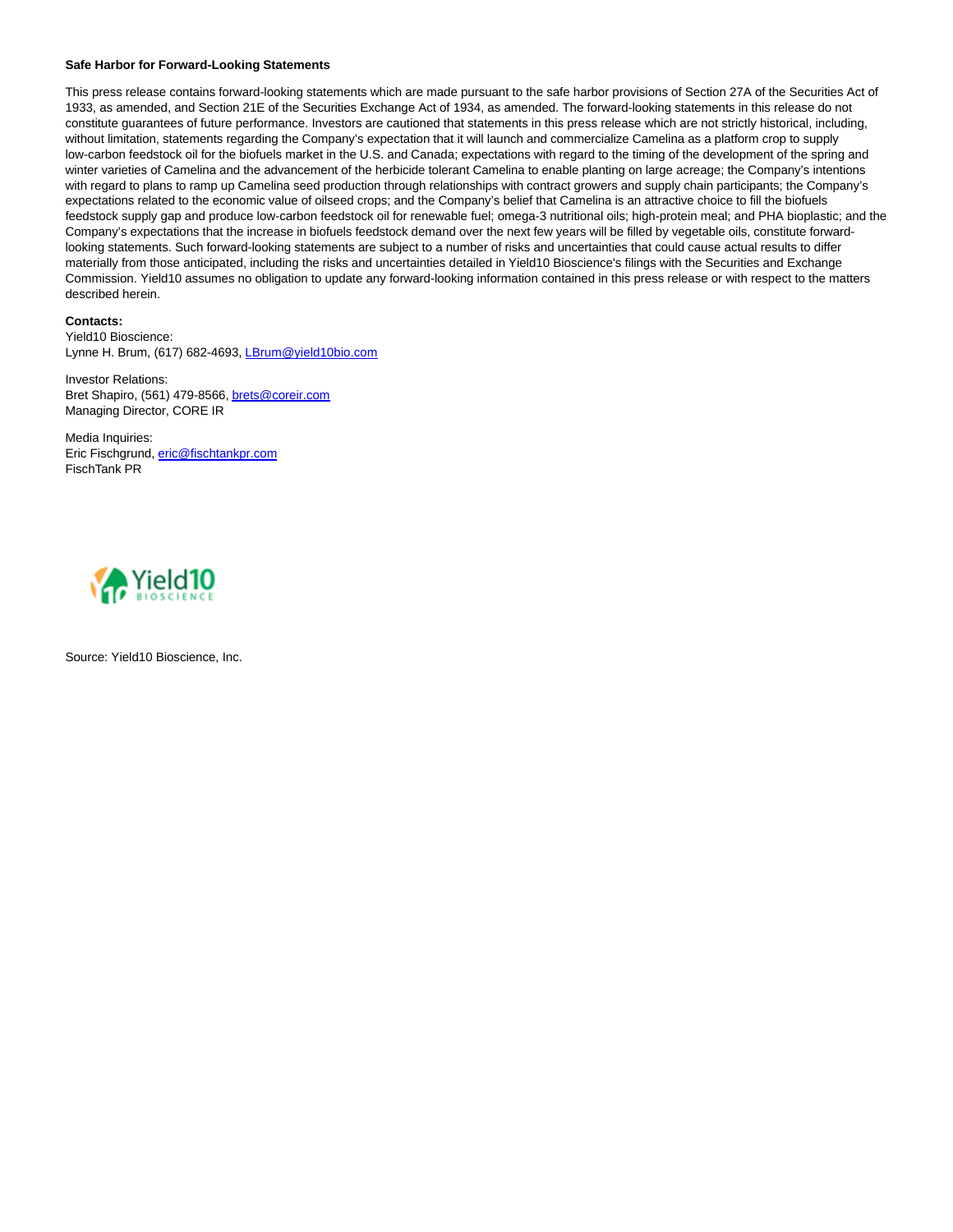**Safe Harbor for Forward-Looking Statements**

This press release contains forward-looking statements which are made pursuant to the safe harbor provisions of Section 27A of the Securities Act of 1933, as amended, and Section 21E of the Securities Exchange Act of 1934, as amended. The forward-looking statements in this release do not constitute guarantees of future performance. Investors are cautioned that statements in this press release which are not strictly historical, including, without limitation, statements regarding the Company's expectation that it will launch and commercialize Camelina as a platform crop to supply low-carbon feedstock oil for the biofuels market in the U.S. and Canada; expectations with regard to the timing of the development of the spring and winter varieties of Camelina and the advancement of the herbicide tolerant Camelina to enable planting on large acreage; the Company's intentions with regard to plans to ramp up Camelina seed production through relationships with contract growers and supply chain participants; the Company's expectations related to the economic value of oilseed crops; and the Company's belief that Camelina is an attractive choice to fill the biofuels feedstock supply gap and produce low-carbon feedstock oil for renewable fuel; omega-3 nutritional oils; high-protein meal; and PHA bioplastic; and the Company's expectations that the increase in biofuels feedstock demand over the next few years will be filled by vegetable oils, constitute forward-looking statements. Such forward-looking statements are subject to a number of risks and uncertainties that could cause actual results to differ materially from those anticipated, including the risks and uncertainties detailed in Yield10 Bioscience's filings with the Securities and Exchange Commission. Yield10 assumes no obligation to update any forward-looking information contained in this press release or with respect to the matters described herein.

**Contacts:**
Yield10 Bioscience:
Lynne H. Brum, (617) 682-4693, LBrum@yield10bio.com

Investor Relations:
Bret Shapiro, (561) 479-8566, brets@coreir.com
Managing Director, CORE IR

Media Inquiries:
Eric Fischgrund, eric@fischtankpr.com
FischTank PR

Source: Yield10 Bioscience, Inc.